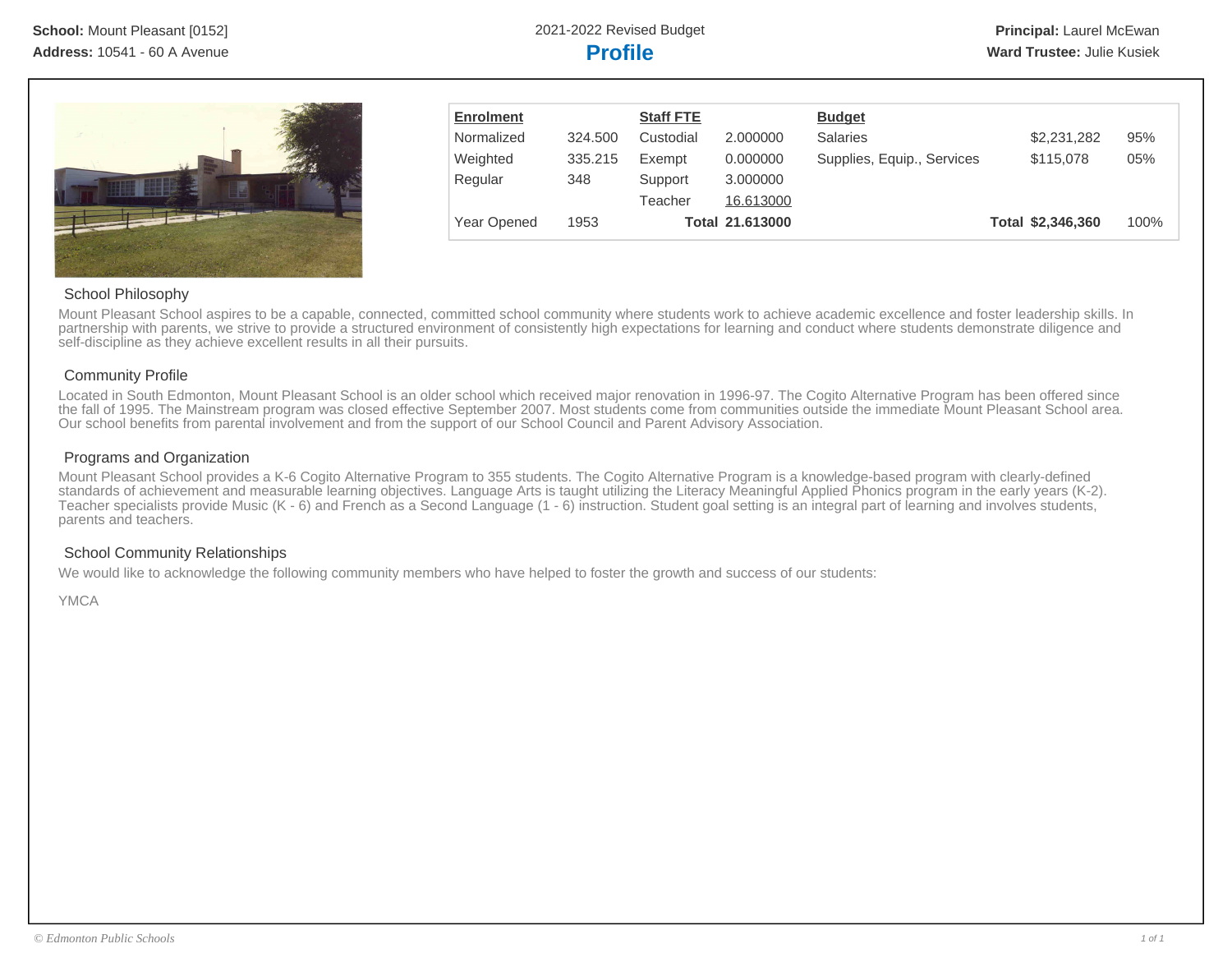**School:** Mount Pleasant [0152]
**Address:** 10541 - 60 A Avenue

2021-2022 Revised Budget

# Profile

**Principal:** Laurel McEwan
**Ward Trustee:** Julie Kusiek

| Enrolment | | Staff FTE | | Budget | | |
|---|---|---|---|---|---|---|
| Normalized | 324.500 | Custodial | 2.000000 | Salaries | $2,231,282 | 95% |
| Weighted | 335.215 | Exempt | 0.000000 | Supplies, Equip., Services | $115,078 | 05% |
| Regular | 348 | Support | 3.000000 | | | |
| | | Teacher | 16.613000 | | | |
| Year Opened | 1953 | **Total** | **21.613000** | **Total** | **$2,346,360** | 100% |

## School Philosophy

Mount Pleasant School aspires to be a capable, connected, committed school community where students work to achieve academic excellence and foster leadership skills. In partnership with parents, we strive to provide a structured environment of consistently high expectations for learning and conduct where students demonstrate diligence and self-discipline as they achieve excellent results in all their pursuits.

## Community Profile

Located in South Edmonton, Mount Pleasant School is an older school which received major renovation in 1996-97. The Cogito Alternative Program has been offered since the fall of 1995. The Mainstream program was closed effective September 2007. Most students come from communities outside the immediate Mount Pleasant School area. Our school benefits from parental involvement and from the support of our School Council and Parent Advisory Association.

## Programs and Organization

Mount Pleasant School provides a K-6 Cogito Alternative Program to 355 students. The Cogito Alternative Program is a knowledge-based program with clearly-defined standards of achievement and measurable learning objectives. Language Arts is taught utilizing the Literacy Meaningful Applied Phonics program in the early years (K-2). Teacher specialists provide Music (K - 6) and French as a Second Language (1 - 6) instruction. Student goal setting is an integral part of learning and involves students, parents and teachers.

## School Community Relationships

We would like to acknowledge the following community members who have helped to foster the growth and success of our students:

YMCA

© Edmonton Public Schools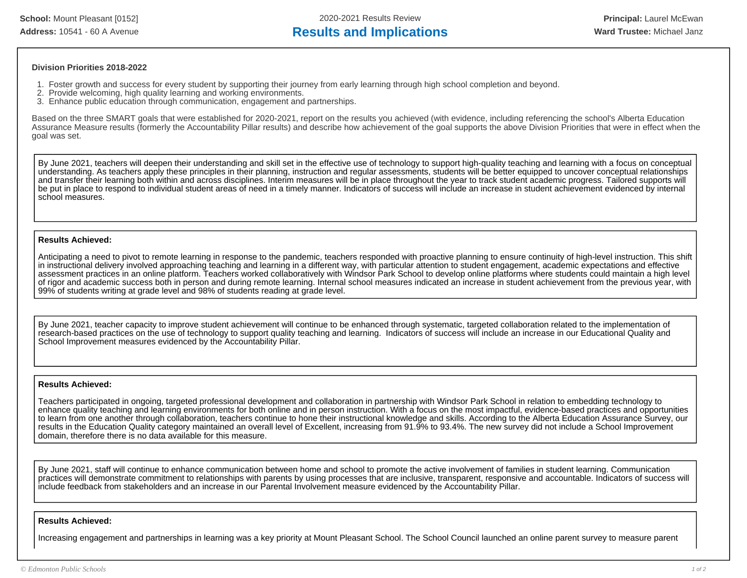**School:** Mount Pleasant [0152]
**Address:** 10541 - 60 A Avenue

2020-2021 Results Review

# Results and Implications

**Principal:** Laurel McEwan
**Ward Trustee:** Michael Janz

### Division Priorities 2018-2022

1. Foster growth and success for every student by supporting their journey from early learning through high school completion and beyond.
2. Provide welcoming, high quality learning and working environments.
3. Enhance public education through communication, engagement and partnerships.

Based on the three SMART goals that were established for 2020-2021, report on the results you achieved (with evidence, including referencing the school's Alberta Education Assurance Measure results (formerly the Accountability Pillar results) and describe how achievement of the goal supports the above Division Priorities that were in effect when the goal was set.

By June 2021, teachers will deepen their understanding and skill set in the effective use of technology to support high-quality teaching and learning with a focus on conceptual understanding. As teachers apply these principles in their planning, instruction and regular assessments, students will be better equipped to uncover conceptual relationships and transfer their learning both within and across disciplines. Interim measures will be in place throughout the year to track student academic progress. Tailored supports will be put in place to respond to individual student areas of need in a timely manner. Indicators of success will include an increase in student achievement evidenced by internal school measures.

**Results Achieved:**

Anticipating a need to pivot to remote learning in response to the pandemic, teachers responded with proactive planning to ensure continuity of high-level instruction. This shift in instructional delivery involved approaching teaching and learning in a different way, with particular attention to student engagement, academic expectations and effective assessment practices in an online platform. Teachers worked collaboratively with Windsor Park School to develop online platforms where students could maintain a high level of rigor and academic success both in person and during remote learning. Internal school measures indicated an increase in student achievement from the previous year, with 99% of students writing at grade level and 98% of students reading at grade level.

By June 2021, teacher capacity to improve student achievement will continue to be enhanced through systematic, targeted collaboration related to the implementation of research-based practices on the use of technology to support quality teaching and learning. Indicators of success will include an increase in our Educational Quality and School Improvement measures evidenced by the Accountability Pillar.

**Results Achieved:**

Teachers participated in ongoing, targeted professional development and collaboration in partnership with Windsor Park School in relation to embedding technology to enhance quality teaching and learning environments for both online and in person instruction. With a focus on the most impactful, evidence-based practices and opportunities to learn from one another through collaboration, teachers continue to hone their instructional knowledge and skills. According to the Alberta Education Assurance Survey, our results in the Education Quality category maintained an overall level of Excellent, increasing from 91.9% to 93.4%. The new survey did not include a School Improvement domain, therefore there is no data available for this measure.

By June 2021, staff will continue to enhance communication between home and school to promote the active involvement of families in student learning. Communication practices will demonstrate commitment to relationships with parents by using processes that are inclusive, transparent, responsive and accountable. Indicators of success will include feedback from stakeholders and an increase in our Parental Involvement measure evidenced by the Accountability Pillar.

**Results Achieved:**

Increasing engagement and partnerships in learning was a key priority at Mount Pleasant School. The School Council launched an online parent survey to measure parent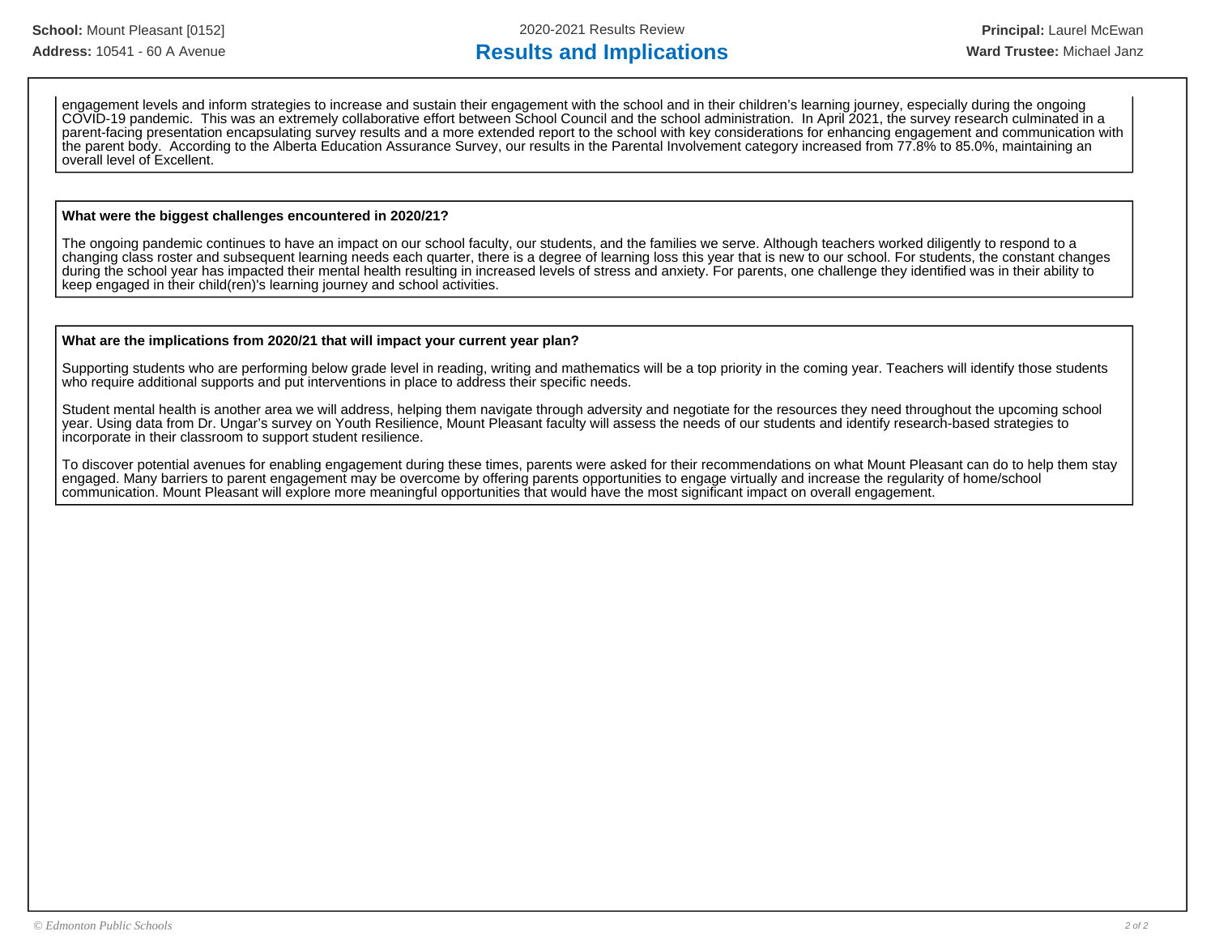engagement levels and inform strategies to increase and sustain their engagement with the school and in their children's learning journey, especially during the ongoing COVID-19 pandemic. This was an extremely collaborative effort between School Council and the school administration. In April 2021, the survey research culminated in a parent-facing presentation encapsulating survey results and a more extended report to the school with key considerations for enhancing engagement and communication with the parent body. According to the Alberta Education Assurance Survey, our results in the Parental Involvement category increased from 77.8% to 85.0%, maintaining an overall level of Excellent.

**What were the biggest challenges encountered in 2020/21?**

The ongoing pandemic continues to have an impact on our school faculty, our students, and the families we serve. Although teachers worked diligently to respond to a changing class roster and subsequent learning needs each quarter, there is a degree of learning loss this year that is new to our school. For students, the constant changes during the school year has impacted their mental health resulting in increased levels of stress and anxiety. For parents, one challenge they identified was in their ability to keep engaged in their child(ren)'s learning journey and school activities.

**What are the implications from 2020/21 that will impact your current year plan?**

Supporting students who are performing below grade level in reading, writing and mathematics will be a top priority in the coming year. Teachers will identify those students who require additional supports and put interventions in place to address their specific needs.

Student mental health is another area we will address, helping them navigate through adversity and negotiate for the resources they need throughout the upcoming school year. Using data from Dr. Ungar's survey on Youth Resilience, Mount Pleasant faculty will assess the needs of our students and identify research-based strategies to incorporate in their classroom to support student resilience.

To discover potential avenues for enabling engagement during these times, parents were asked for their recommendations on what Mount Pleasant can do to help them stay engaged. Many barriers to parent engagement may be overcome by offering parents opportunities to engage virtually and increase the regularity of home/school communication. Mount Pleasant will explore more meaningful opportunities that would have the most significant impact on overall engagement.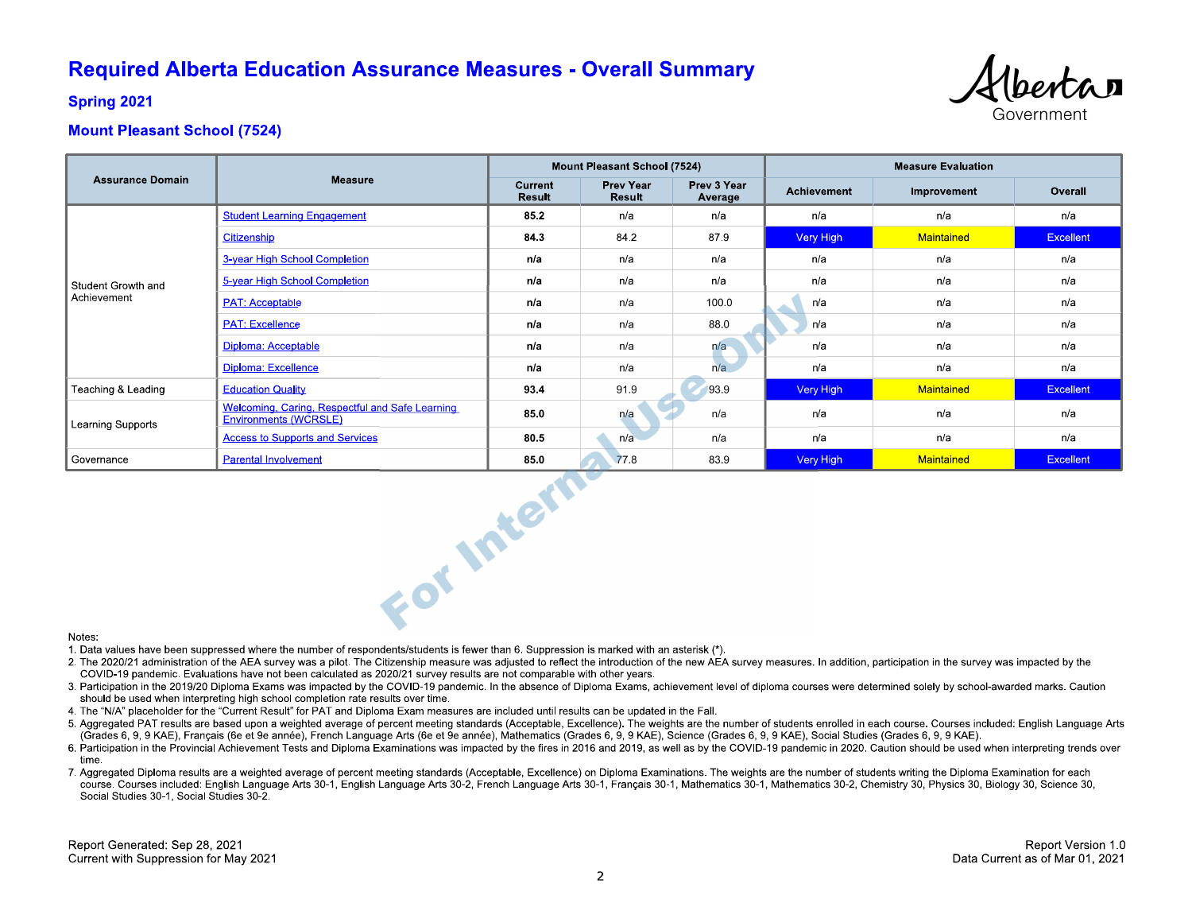# Required Alberta Education Assurance Measures - Overall Summary

### Spring 2021

### Mount Pleasant School (7524)

| Assurance Domain | Measure | Mount Pleasant School (7524) | | | Measure Evaluation | | |
|---|---|---|---|---|---|---|---|
| | | Current Result | Prev Year Result | Prev 3 Year Average | Achievement | Improvement | Overall |
| Student Growth and Achievement | Student Learning Engagement | **85.2** | n/a | n/a | n/a | n/a | n/a |
| | Citizenship | **84.3** | 84.2 | 87.9 | Very High | Maintained | Excellent |
| | 3-year High School Completion | **n/a** | n/a | n/a | n/a | n/a | n/a |
| | 5-year High School Completion | **n/a** | n/a | n/a | n/a | n/a | n/a |
| | PAT: Acceptable | **n/a** | n/a | 100.0 | n/a | n/a | n/a |
| | PAT: Excellence | **n/a** | n/a | 88.0 | n/a | n/a | n/a |
| | Diploma: Acceptable | **n/a** | n/a | n/a | n/a | n/a | n/a |
| | Diploma: Excellence | **n/a** | n/a | n/a | n/a | n/a | n/a |
| Teaching & Leading | Education Quality | **93.4** | 91.9 | 93.9 | Very High | Maintained | Excellent |
| Learning Supports | Welcoming, Caring, Respectful and Safe Learning Environments (WCRSLE) | **85.0** | n/a | n/a | n/a | n/a | n/a |
| | Access to Supports and Services | **80.5** | n/a | n/a | n/a | n/a | n/a |
| Governance | Parental Involvement | **85.0** | 77.8 | 83.9 | Very High | Maintained | Excellent |

Notes:

1. Data values have been suppressed where the number of respondents/students is fewer than 6. Suppression is marked with an asterisk (*).
2. The 2020/21 administration of the AEA survey was a pilot. The Citizenship measure was adjusted to reflect the introduction of the new AEA survey measures. In addition, participation in the survey was impacted by the COVID-19 pandemic. Evaluations have not been calculated as 2020/21 survey results are not comparable with other years.
3. Participation in the 2019/20 Diploma Exams was impacted by the COVID-19 pandemic. In the absence of Diploma Exams, achievement level of diploma courses were determined solely by school-awarded marks. Caution should be used when interpreting high school completion rate results over time.
4. The "N/A" placeholder for the "Current Result" for PAT and Diploma Exam measures are included until results can be updated in the Fall.
5. Aggregated PAT results are based upon a weighted average of percent meeting standards (Acceptable, Excellence). The weights are the number of students enrolled in each course. Courses included: English Language Arts (Grades 6, 9, 9 KAE), Français (6e et 9e année), French Language Arts (6e et 9e année), Mathematics (Grades 6, 9, 9 KAE), Science (Grades 6, 9, 9 KAE), Social Studies (Grades 6, 9, 9 KAE).
6. Participation in the Provincial Achievement Tests and Diploma Examinations was impacted by the fires in 2016 and 2019, as well as by the COVID-19 pandemic in 2020. Caution should be used when interpreting trends over time.
7. Aggregated Diploma results are a weighted average of percent meeting standards (Acceptable, Excellence) on Diploma Examinations. The weights are the number of students writing the Diploma Examination for each course. Courses included: English Language Arts 30-1, English Language Arts 30-2, French Language Arts 30-1, Français 30-1, Mathematics 30-1, Mathematics 30-2, Chemistry 30, Physics 30, Biology 30, Science 30, Social Studies 30-1, Social Studies 30-2.

Report Generated: Sep 28, 2021
Current with Suppression for May 2021

Report Version 1.0
Data Current as of Mar 01, 2021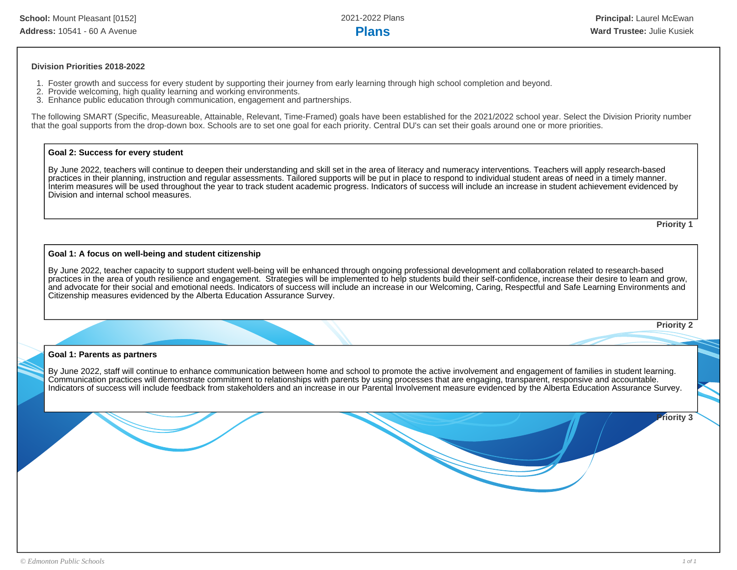School: Mount Pleasant [0152]
Address: 10541 - 60 A Avenue

2021-2022 Plans

# Plans

Principal: Laurel McEwan
Ward Trustee: Julie Kusiek

**Division Priorities 2018-2022**

1. Foster growth and success for every student by supporting their journey from early learning through high school completion and beyond.
2. Provide welcoming, high quality learning and working environments.
3. Enhance public education through communication, engagement and partnerships.

The following SMART (Specific, Measureable, Attainable, Relevant, Time-Framed) goals have been established for the 2021/2022 school year. Select the Division Priority number that the goal supports from the drop-down box. Schools are to set one goal for each priority. Central DU's can set their goals around one or more priorities.

**Goal 2: Success for every student**

By June 2022, teachers will continue to deepen their understanding and skill set in the area of literacy and numeracy interventions. Teachers will apply research-based practices in their planning, instruction and regular assessments. Tailored supports will be put in place to respond to individual student areas of need in a timely manner. Interim measures will be used throughout the year to track student academic progress. Indicators of success will include an increase in student achievement evidenced by Division and internal school measures.

**Priority 1**

**Goal 1: A focus on well-being and student citizenship**

By June 2022, teacher capacity to support student well-being will be enhanced through ongoing professional development and collaboration related to research-based practices in the area of youth resilience and engagement. Strategies will be implemented to help students build their self-confidence, increase their desire to learn and grow, and advocate for their social and emotional needs. Indicators of success will include an increase in our Welcoming, Caring, Respectful and Safe Learning Environments and Citizenship measures evidenced by the Alberta Education Assurance Survey.

**Priority 2**

**Goal 1: Parents as partners**

By June 2022, staff will continue to enhance communication between home and school to promote the active involvement and engagement of families in student learning. Communication practices will demonstrate commitment to relationships with parents by using processes that are engaging, transparent, responsive and accountable. Indicators of success will include feedback from stakeholders and an increase in our Parental Involvement measure evidenced by the Alberta Education Assurance Survey.

**Priority 3**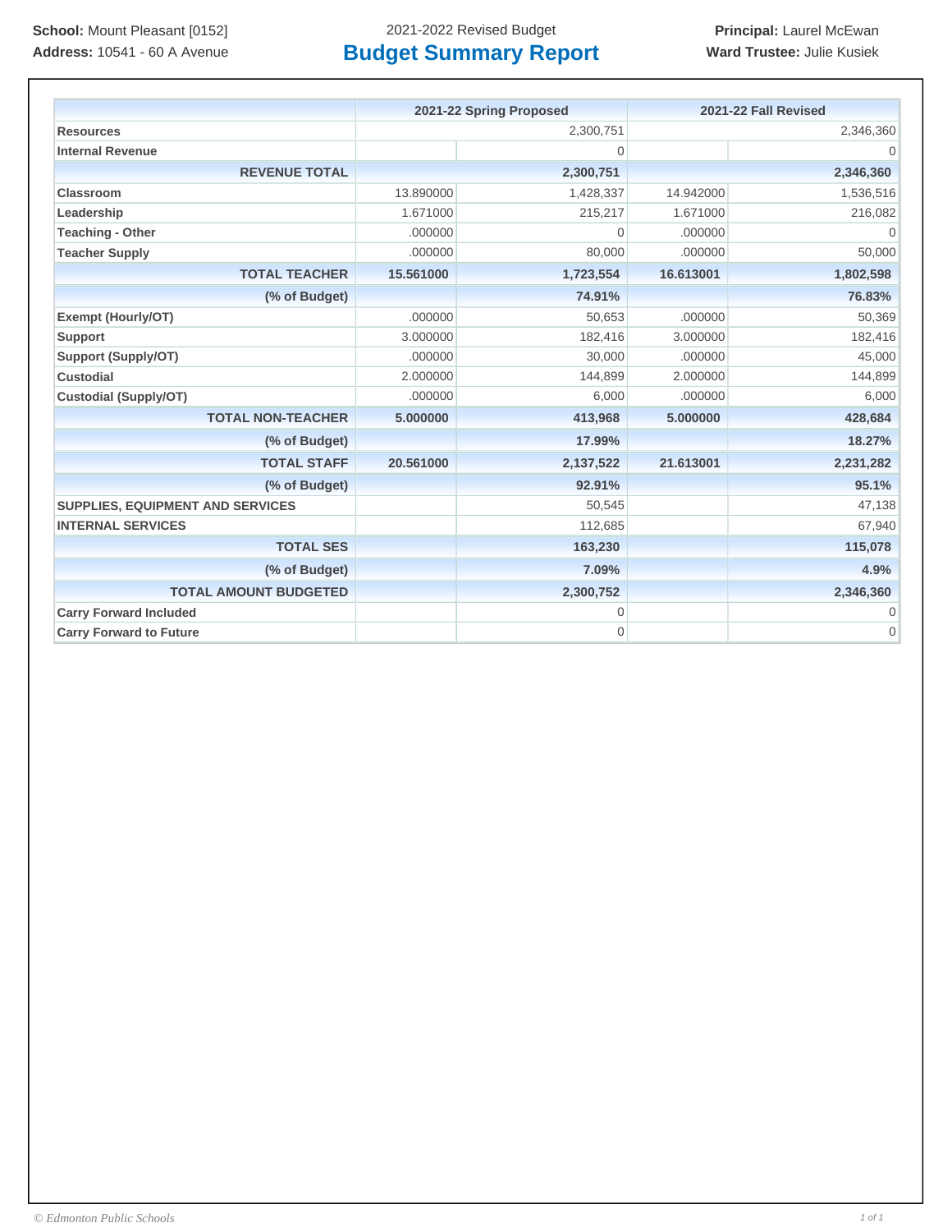**School:** Mount Pleasant [0152]
**Address:** 10541 - 60 A Avenue

2021-2022 Revised Budget

# Budget Summary Report

**Principal:** Laurel McEwan
**Ward Trustee:** Julie Kusiek

| | 2021-22 Spring Proposed | | 2021-22 Fall Revised | |
|---|---|---|---|---|
| **Resources** | | 2,300,751 | | 2,346,360 |
| **Internal Revenue** | | 0 | | 0 |
| **REVENUE TOTAL** | | **2,300,751** | | **2,346,360** |
| **Classroom** | 13.890000 | 1,428,337 | 14.942000 | 1,536,516 |
| **Leadership** | 1.671000 | 215,217 | 1.671000 | 216,082 |
| **Teaching - Other** | .000000 | 0 | .000000 | 0 |
| **Teacher Supply** | .000000 | 80,000 | .000000 | 50,000 |
| **TOTAL TEACHER** | **15.561000** | **1,723,554** | **16.613001** | **1,802,598** |
| **(% of Budget)** | | **74.91%** | | **76.83%** |
| **Exempt (Hourly/OT)** | .000000 | 50,653 | .000000 | 50,369 |
| **Support** | 3.000000 | 182,416 | 3.000000 | 182,416 |
| **Support (Supply/OT)** | .000000 | 30,000 | .000000 | 45,000 |
| **Custodial** | 2.000000 | 144,899 | 2.000000 | 144,899 |
| **Custodial (Supply/OT)** | .000000 | 6,000 | .000000 | 6,000 |
| **TOTAL NON-TEACHER** | **5.000000** | **413,968** | **5.000000** | **428,684** |
| **(% of Budget)** | | **17.99%** | | **18.27%** |
| **TOTAL STAFF** | **20.561000** | **2,137,522** | **21.613001** | **2,231,282** |
| **(% of Budget)** | | **92.91%** | | **95.1%** |
| **SUPPLIES, EQUIPMENT AND SERVICES** | | 50,545 | | 47,138 |
| **INTERNAL SERVICES** | | 112,685 | | 67,940 |
| **TOTAL SES** | | **163,230** | | **115,078** |
| **(% of Budget)** | | **7.09%** | | **4.9%** |
| **TOTAL AMOUNT BUDGETED** | | **2,300,752** | | **2,346,360** |
| **Carry Forward Included** | | 0 | | 0 |
| **Carry Forward to Future** | | 0 | | 0 |

*© Edmonton Public Schools*